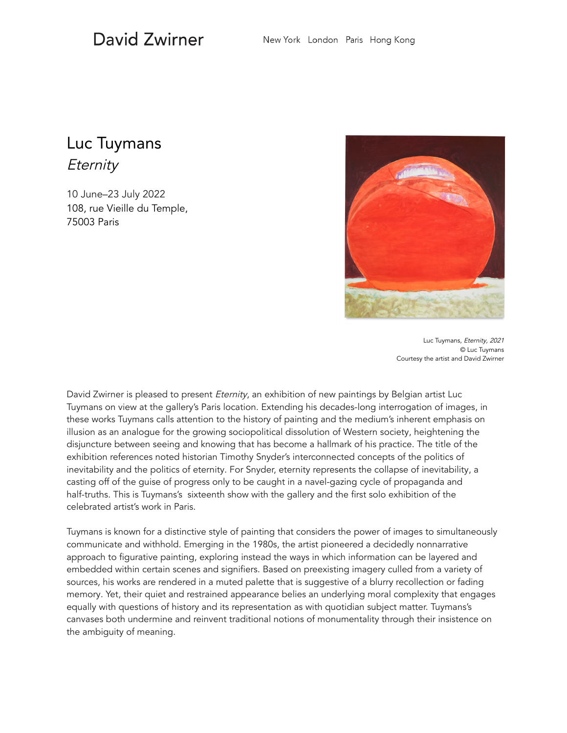David Zwirner

New York London Paris Hong Kong

# Luc Tuymans

## *Eternity*

10 June–23 July 2022
108, rue Vieille du Temple,
75003 Paris

Luc Tuymans, *Eternity, 2021*
© Luc Tuymans
Courtesy the artist and David Zwirner

David Zwirner is pleased to present *Eternity*, an exhibition of new paintings by Belgian artist Luc Tuymans on view at the gallery's Paris location. Extending his decades-long interrogation of images, in these works Tuymans calls attention to the history of painting and the medium's inherent emphasis on illusion as an analogue for the growing sociopolitical dissolution of Western society, heightening the disjuncture between seeing and knowing that has become a hallmark of his practice. The title of the exhibition references noted historian Timothy Snyder's interconnected concepts of the politics of inevitability and the politics of eternity. For Snyder, eternity represents the collapse of inevitability, a casting off of the guise of progress only to be caught in a navel-gazing cycle of propaganda and half-truths. This is Tuymans's sixteenth show with the gallery and the first solo exhibition of the celebrated artist's work in Paris.

Tuymans is known for a distinctive style of painting that considers the power of images to simultaneously communicate and withhold. Emerging in the 1980s, the artist pioneered a decidedly nonnarrative approach to figurative painting, exploring instead the ways in which information can be layered and embedded within certain scenes and signifiers. Based on preexisting imagery culled from a variety of sources, his works are rendered in a muted palette that is suggestive of a blurry recollection or fading memory. Yet, their quiet and restrained appearance belies an underlying moral complexity that engages equally with questions of history and its representation as with quotidian subject matter. Tuymans's canvases both undermine and reinvent traditional notions of monumentality through their insistence on the ambiguity of meaning.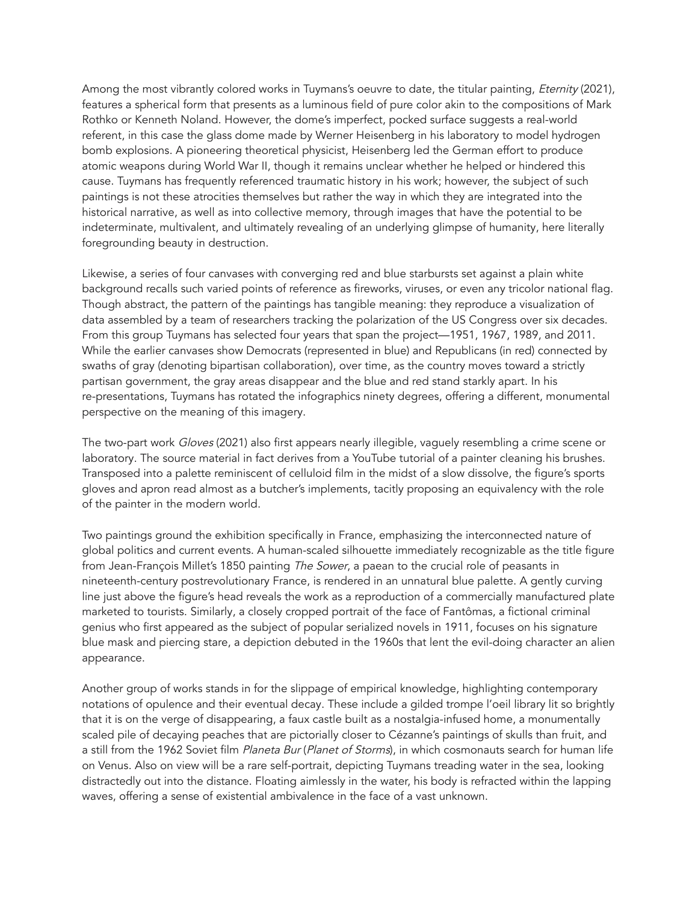Among the most vibrantly colored works in Tuymans's oeuvre to date, the titular painting, *Eternity* (2021), features a spherical form that presents as a luminous field of pure color akin to the compositions of Mark Rothko or Kenneth Noland. However, the dome's imperfect, pocked surface suggests a real-world referent, in this case the glass dome made by Werner Heisenberg in his laboratory to model hydrogen bomb explosions. A pioneering theoretical physicist, Heisenberg led the German effort to produce atomic weapons during World War II, though it remains unclear whether he helped or hindered this cause. Tuymans has frequently referenced traumatic history in his work; however, the subject of such paintings is not these atrocities themselves but rather the way in which they are integrated into the historical narrative, as well as into collective memory, through images that have the potential to be indeterminate, multivalent, and ultimately revealing of an underlying glimpse of humanity, here literally foregrounding beauty in destruction.

Likewise, a series of four canvases with converging red and blue starbursts set against a plain white background recalls such varied points of reference as fireworks, viruses, or even any tricolor national flag. Though abstract, the pattern of the paintings has tangible meaning: they reproduce a visualization of data assembled by a team of researchers tracking the polarization of the US Congress over six decades. From this group Tuymans has selected four years that span the project—1951, 1967, 1989, and 2011. While the earlier canvases show Democrats (represented in blue) and Republicans (in red) connected by swaths of gray (denoting bipartisan collaboration), over time, as the country moves toward a strictly partisan government, the gray areas disappear and the blue and red stand starkly apart. In his re-presentations, Tuymans has rotated the infographics ninety degrees, offering a different, monumental perspective on the meaning of this imagery.

The two-part work *Gloves* (2021) also first appears nearly illegible, vaguely resembling a crime scene or laboratory. The source material in fact derives from a YouTube tutorial of a painter cleaning his brushes. Transposed into a palette reminiscent of celluloid film in the midst of a slow dissolve, the figure's sports gloves and apron read almost as a butcher's implements, tacitly proposing an equivalency with the role of the painter in the modern world.

Two paintings ground the exhibition specifically in France, emphasizing the interconnected nature of global politics and current events. A human-scaled silhouette immediately recognizable as the title figure from Jean-François Millet's 1850 painting *The Sower*, a paean to the crucial role of peasants in nineteenth-century postrevolutionary France, is rendered in an unnatural blue palette. A gently curving line just above the figure's head reveals the work as a reproduction of a commercially manufactured plate marketed to tourists. Similarly, a closely cropped portrait of the face of Fantômas, a fictional criminal genius who first appeared as the subject of popular serialized novels in 1911, focuses on his signature blue mask and piercing stare, a depiction debuted in the 1960s that lent the evil-doing character an alien appearance.

Another group of works stands in for the slippage of empirical knowledge, highlighting contemporary notations of opulence and their eventual decay. These include a gilded trompe l'oeil library lit so brightly that it is on the verge of disappearing, a faux castle built as a nostalgia-infused home, a monumentally scaled pile of decaying peaches that are pictorially closer to Cézanne's paintings of skulls than fruit, and a still from the 1962 Soviet film *Planeta Bur* (*Planet of Storms*), in which cosmonauts search for human life on Venus. Also on view will be a rare self-portrait, depicting Tuymans treading water in the sea, looking distractedly out into the distance. Floating aimlessly in the water, his body is refracted within the lapping waves, offering a sense of existential ambivalence in the face of a vast unknown.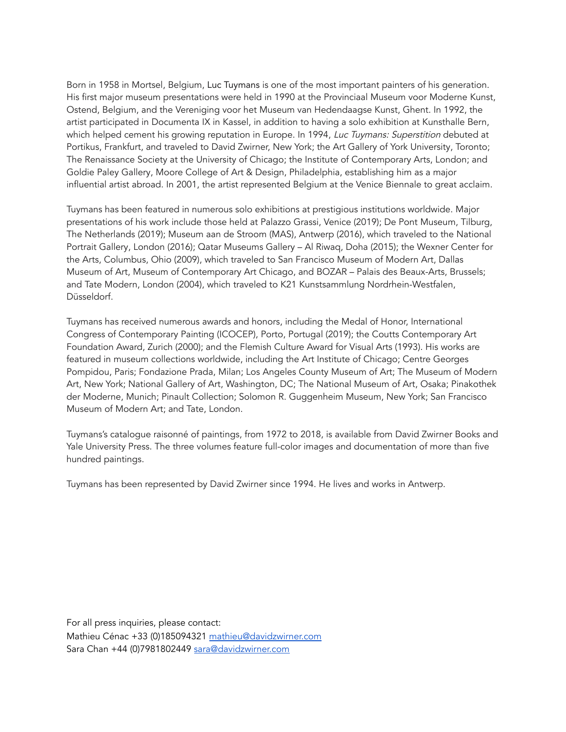Born in 1958 in Mortsel, Belgium, Luc Tuymans is one of the most important painters of his generation. His first major museum presentations were held in 1990 at the Provinciaal Museum voor Moderne Kunst, Ostend, Belgium, and the Vereniging voor het Museum van Hedendaagse Kunst, Ghent. In 1992, the artist participated in Documenta IX in Kassel, in addition to having a solo exhibition at Kunsthalle Bern, which helped cement his growing reputation in Europe. In 1994, *Luc Tuymans: Superstition* debuted at Portikus, Frankfurt, and traveled to David Zwirner, New York; the Art Gallery of York University, Toronto; The Renaissance Society at the University of Chicago; the Institute of Contemporary Arts, London; and Goldie Paley Gallery, Moore College of Art & Design, Philadelphia, establishing him as a major influential artist abroad. In 2001, the artist represented Belgium at the Venice Biennale to great acclaim.

Tuymans has been featured in numerous solo exhibitions at prestigious institutions worldwide. Major presentations of his work include those held at Palazzo Grassi, Venice (2019); De Pont Museum, Tilburg, The Netherlands (2019); Museum aan de Stroom (MAS), Antwerp (2016), which traveled to the National Portrait Gallery, London (2016); Qatar Museums Gallery – Al Riwaq, Doha (2015); the Wexner Center for the Arts, Columbus, Ohio (2009), which traveled to San Francisco Museum of Modern Art, Dallas Museum of Art, Museum of Contemporary Art Chicago, and BOZAR – Palais des Beaux-Arts, Brussels; and Tate Modern, London (2004), which traveled to K21 Kunstsammlung Nordrhein-Westfalen, Düsseldorf.

Tuymans has received numerous awards and honors, including the Medal of Honor, International Congress of Contemporary Painting (ICOCEP), Porto, Portugal (2019); the Coutts Contemporary Art Foundation Award, Zurich (2000); and the Flemish Culture Award for Visual Arts (1993). His works are featured in museum collections worldwide, including the Art Institute of Chicago; Centre Georges Pompidou, Paris; Fondazione Prada, Milan; Los Angeles County Museum of Art; The Museum of Modern Art, New York; National Gallery of Art, Washington, DC; The National Museum of Art, Osaka; Pinakothek der Moderne, Munich; Pinault Collection; Solomon R. Guggenheim Museum, New York; San Francisco Museum of Modern Art; and Tate, London.

Tuymans's catalogue raisonné of paintings, from 1972 to 2018, is available from David Zwirner Books and Yale University Press. The three volumes feature full-color images and documentation of more than five hundred paintings.

Tuymans has been represented by David Zwirner since 1994. He lives and works in Antwerp.

For all press inquiries, please contact:
Mathieu Cénac +33 (0)185094321 [mathieu@davidzwirner.com](mailto:mathieu@davidzwirner.com)
Sara Chan +44 (0)7981802449 [sara@davidzwirner.com](mailto:sara@davidzwirner.com)